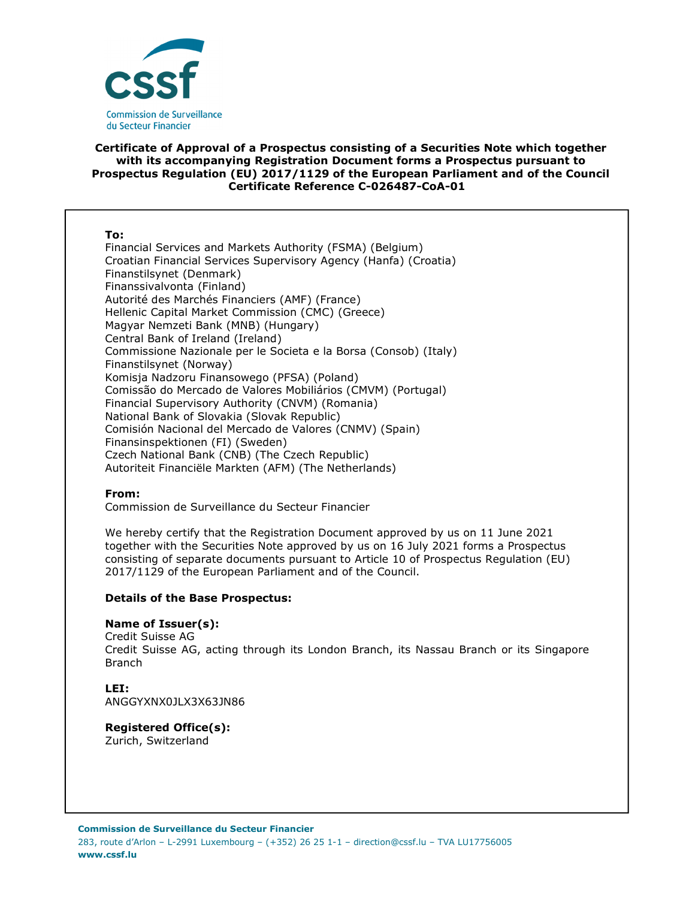**Certificate of Approval of a Prospectus consisting of a Securities Note which together with its accompanying Registration Document forms a Prospectus pursuant to Prospectus Regulation (EU) 2017/1129 of the European Parliament and of the Council**
**Certificate Reference C-026487-CoA-01**

**To:**
Financial Services and Markets Authority (FSMA) (Belgium)
Croatian Financial Services Supervisory Agency (Hanfa) (Croatia)
Finanstilsynet (Denmark)
Finanssivalvonta (Finland)
Autorité des Marchés Financiers (AMF) (France)
Hellenic Capital Market Commission (CMC) (Greece)
Magyar Nemzeti Bank (MNB) (Hungary)
Central Bank of Ireland (Ireland)
Commissione Nazionale per le Societa e la Borsa (Consob) (Italy)
Finanstilsynet (Norway)
Komisja Nadzoru Finansowego (PFSA) (Poland)
Comissão do Mercado de Valores Mobiliários (CMVM) (Portugal)
Financial Supervisory Authority (CNVM) (Romania)
National Bank of Slovakia (Slovak Republic)
Comisión Nacional del Mercado de Valores (CNMV) (Spain)
Finansinspektionen (FI) (Sweden)
Czech National Bank (CNB) (The Czech Republic)
Autoriteit Financiële Markten (AFM) (The Netherlands)

**From:**
Commission de Surveillance du Secteur Financier

We hereby certify that the Registration Document approved by us on 11 June 2021 together with the Securities Note approved by us on 16 July 2021 forms a Prospectus consisting of separate documents pursuant to Article 10 of Prospectus Regulation (EU) 2017/1129 of the European Parliament and of the Council.

**Details of the Base Prospectus:**

**Name of Issuer(s):**
Credit Suisse AG
Credit Suisse AG, acting through its London Branch, its Nassau Branch or its Singapore Branch

**LEI:**
ANGGYXNX0JLX3X63JN86

**Registered Office(s):**
Zurich, Switzerland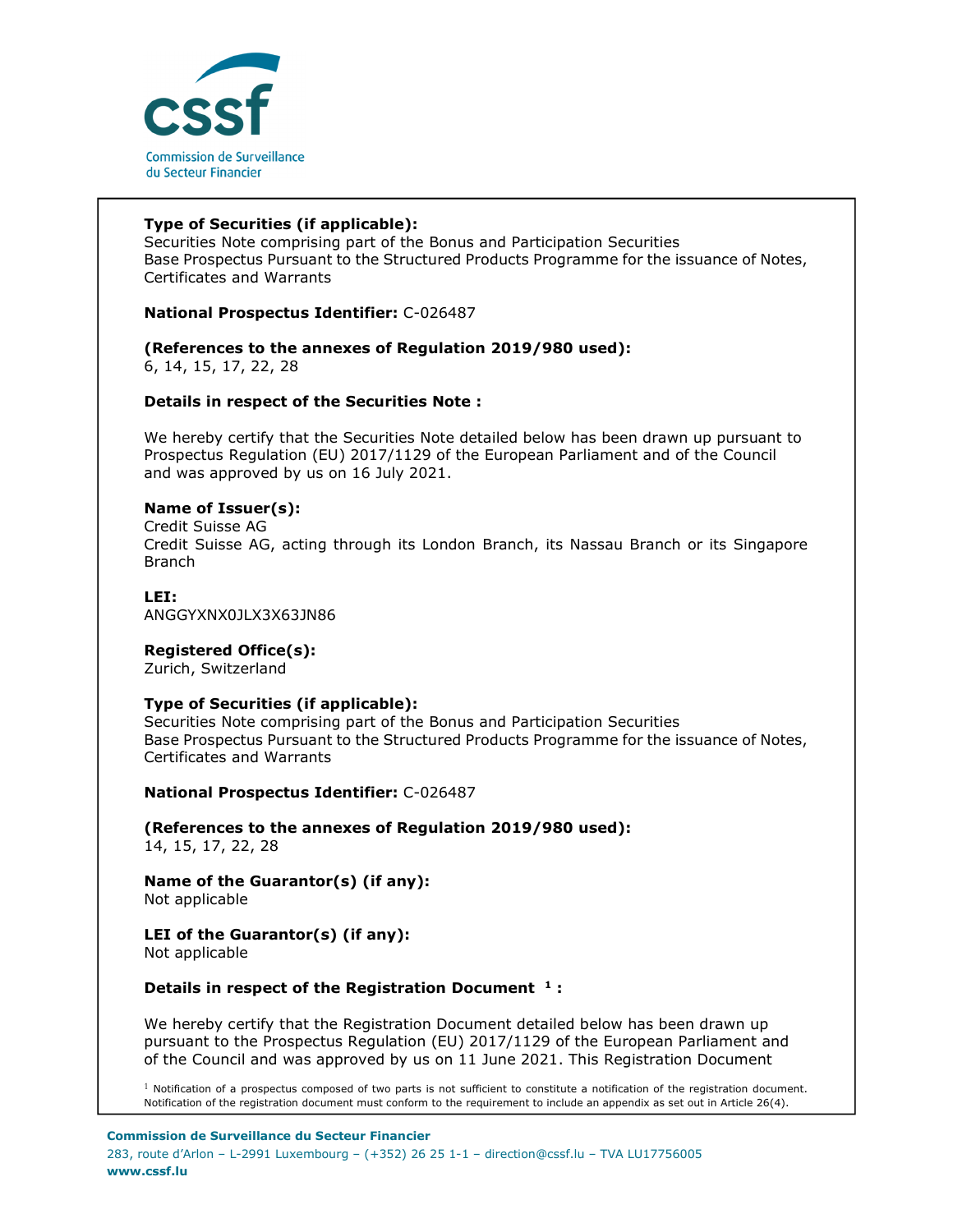**Type of Securities (if applicable):**
Securities Note comprising part of the Bonus and Participation Securities Base Prospectus Pursuant to the Structured Products Programme for the issuance of Notes, Certificates and Warrants

**National Prospectus Identifier:** C-026487

**(References to the annexes of Regulation 2019/980 used):**
6, 14, 15, 17, 22, 28

**Details in respect of the Securities Note :**

We hereby certify that the Securities Note detailed below has been drawn up pursuant to Prospectus Regulation (EU) 2017/1129 of the European Parliament and of the Council and was approved by us on 16 July 2021.

**Name of Issuer(s):**
Credit Suisse AG
Credit Suisse AG, acting through its London Branch, its Nassau Branch or its Singapore Branch

**LEI:**
ANGGYXNX0JLX3X63JN86

**Registered Office(s):**
Zurich, Switzerland

**Type of Securities (if applicable):**
Securities Note comprising part of the Bonus and Participation Securities Base Prospectus Pursuant to the Structured Products Programme for the issuance of Notes, Certificates and Warrants

**National Prospectus Identifier:** C-026487

**(References to the annexes of Regulation 2019/980 used):**
14, 15, 17, 22, 28

**Name of the Guarantor(s) (if any):**
Not applicable

**LEI of the Guarantor(s) (if any):**
Not applicable

**Details in respect of the Registration Document [1] :**

We hereby certify that the Registration Document detailed below has been drawn up pursuant to the Prospectus Regulation (EU) 2017/1129 of the European Parliament and of the Council and was approved by us on 11 June 2021. This Registration Document

[1] Notification of a prospectus composed of two parts is not sufficient to constitute a notification of the registration document. Notification of the registration document must conform to the requirement to include an appendix as set out in Article 26(4).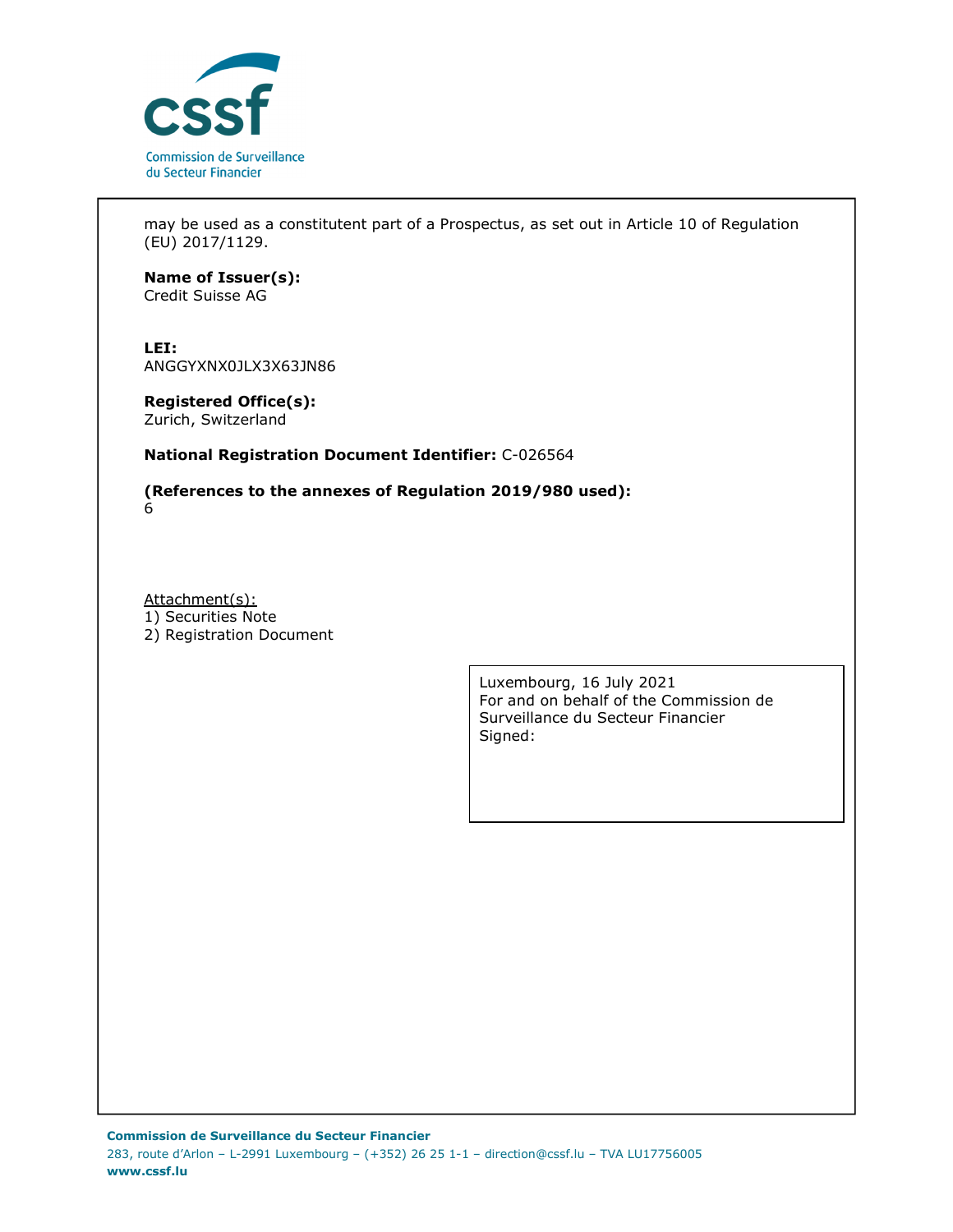may be used as a constituent part of a Prospectus, as set out in Article 10 of Regulation (EU) 2017/1129.

**Name of Issuer(s):**
Credit Suisse AG

**LEI:**
ANGGYXNX0JLX3X63JN86

**Registered Office(s):**
Zurich, Switzerland

**National Registration Document Identifier:** C-026564

**(References to the annexes of Regulation 2019/980 used):**
6

Attachment(s):
1) Securities Note
2) Registration Document

Luxembourg, 16 July 2021
For and on behalf of the Commission de Surveillance du Secteur Financier
Signed: